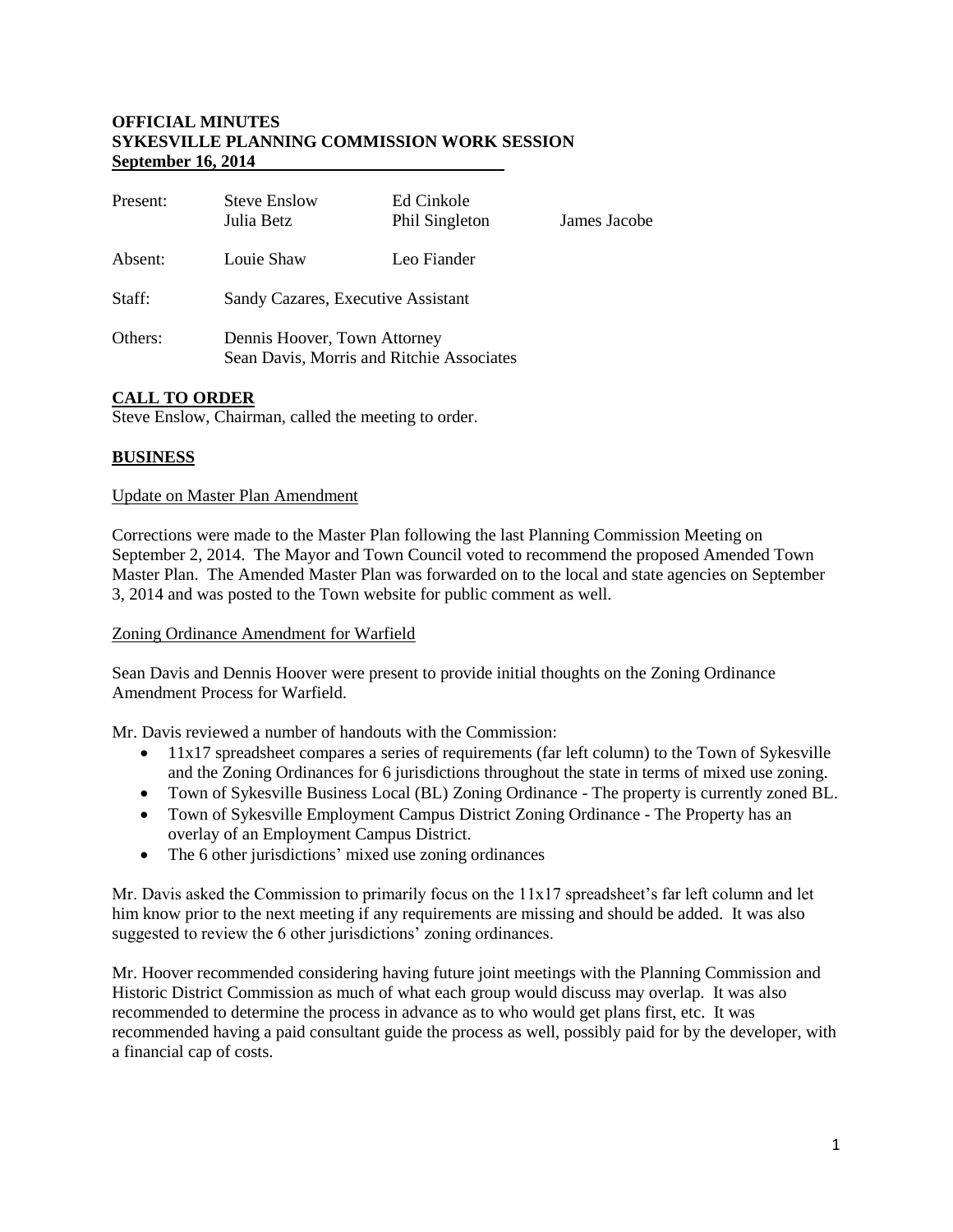**OFFICIAL MINUTES**
**SYKESVILLE PLANNING COMMISSION WORK SESSION**
**September 16, 2014**

| | | | |
|---|---|---|---|
| Present: | Steve Enslow<br>Julia Betz | Ed Cinkole<br>Phil Singleton | James Jacobe |
| Absent: | Louie Shaw | Leo Fiander | |
| Staff: | Sandy Cazares, Executive Assistant | | |
| Others: | Dennis Hoover, Town Attorney<br>Sean Davis, Morris and Ritchie Associates | | |

## CALL TO ORDER

Steve Enslow, Chairman, called the meeting to order.

## BUSINESS

Update on Master Plan Amendment

Corrections were made to the Master Plan following the last Planning Commission Meeting on September 2, 2014. The Mayor and Town Council voted to recommend the proposed Amended Town Master Plan. The Amended Master Plan was forwarded on to the local and state agencies on September 3, 2014 and was posted to the Town website for public comment as well.

Zoning Ordinance Amendment for Warfield

Sean Davis and Dennis Hoover were present to provide initial thoughts on the Zoning Ordinance Amendment Process for Warfield.

Mr. Davis reviewed a number of handouts with the Commission:

- 11x17 spreadsheet compares a series of requirements (far left column) to the Town of Sykesville and the Zoning Ordinances for 6 jurisdictions throughout the state in terms of mixed use zoning.
- Town of Sykesville Business Local (BL) Zoning Ordinance - The property is currently zoned BL.
- Town of Sykesville Employment Campus District Zoning Ordinance - The Property has an overlay of an Employment Campus District.
- The 6 other jurisdictions' mixed use zoning ordinances

Mr. Davis asked the Commission to primarily focus on the 11x17 spreadsheet's far left column and let him know prior to the next meeting if any requirements are missing and should be added. It was also suggested to review the 6 other jurisdictions' zoning ordinances.

Mr. Hoover recommended considering having future joint meetings with the Planning Commission and Historic District Commission as much of what each group would discuss may overlap. It was also recommended to determine the process in advance as to who would get plans first, etc. It was recommended having a paid consultant guide the process as well, possibly paid for by the developer, with a financial cap of costs.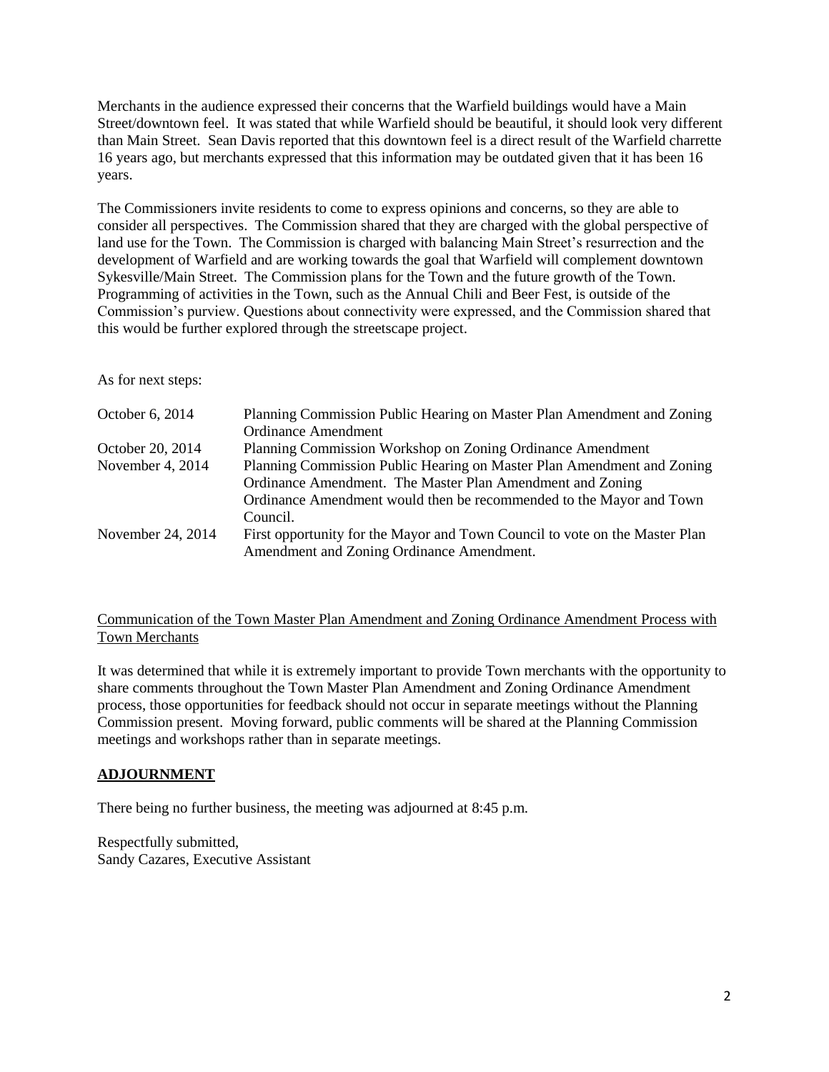Merchants in the audience expressed their concerns that the Warfield buildings would have a Main Street/downtown feel. It was stated that while Warfield should be beautiful, it should look very different than Main Street. Sean Davis reported that this downtown feel is a direct result of the Warfield charrette 16 years ago, but merchants expressed that this information may be outdated given that it has been 16 years.

The Commissioners invite residents to come to express opinions and concerns, so they are able to consider all perspectives. The Commission shared that they are charged with the global perspective of land use for the Town. The Commission is charged with balancing Main Street's resurrection and the development of Warfield and are working towards the goal that Warfield will complement downtown Sykesville/Main Street. The Commission plans for the Town and the future growth of the Town. Programming of activities in the Town, such as the Annual Chili and Beer Fest, is outside of the Commission's purview. Questions about connectivity were expressed, and the Commission shared that this would be further explored through the streetscape project.

As for next steps:

| | |
|---|---|
| October 6, 2014 | Planning Commission Public Hearing on Master Plan Amendment and Zoning Ordinance Amendment |
| October 20, 2014 | Planning Commission Workshop on Zoning Ordinance Amendment |
| November 4, 2014 | Planning Commission Public Hearing on Master Plan Amendment and Zoning Ordinance Amendment. The Master Plan Amendment and Zoning Ordinance Amendment would then be recommended to the Mayor and Town Council. |
| November 24, 2014 | First opportunity for the Mayor and Town Council to vote on the Master Plan Amendment and Zoning Ordinance Amendment. |

Communication of the Town Master Plan Amendment and Zoning Ordinance Amendment Process with Town Merchants

It was determined that while it is extremely important to provide Town merchants with the opportunity to share comments throughout the Town Master Plan Amendment and Zoning Ordinance Amendment process, those opportunities for feedback should not occur in separate meetings without the Planning Commission present. Moving forward, public comments will be shared at the Planning Commission meetings and workshops rather than in separate meetings.

## ADJOURNMENT

There being no further business, the meeting was adjourned at 8:45 p.m.

Respectfully submitted,
Sandy Cazares, Executive Assistant